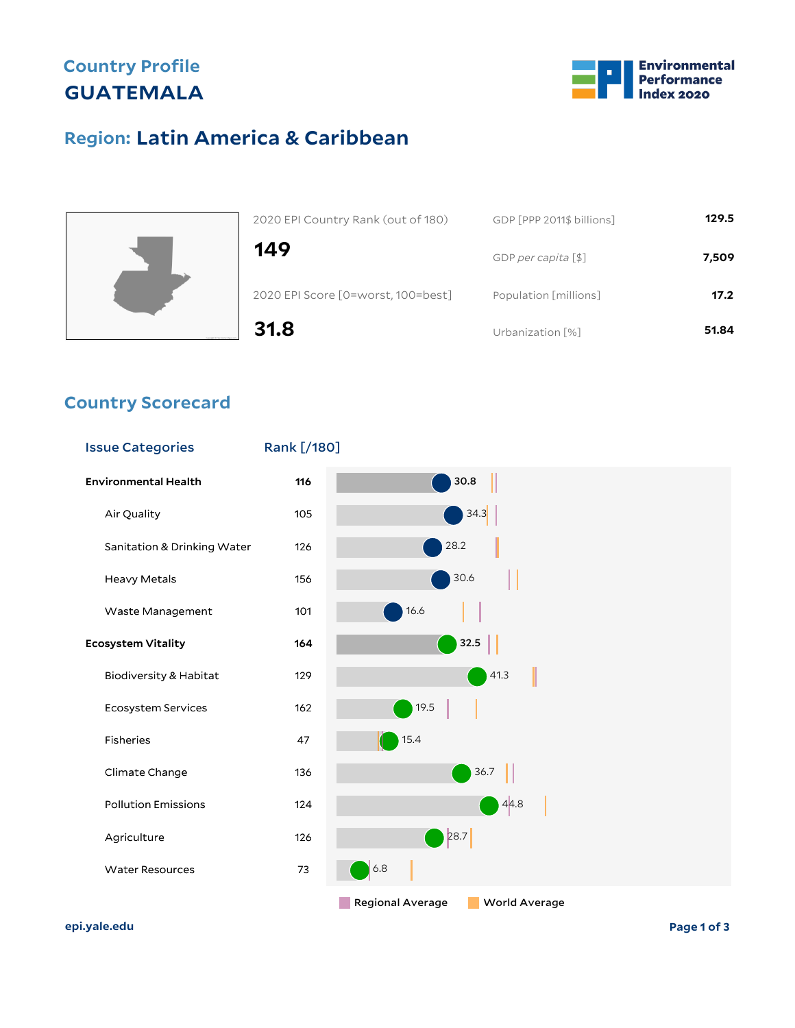## Country Profile

# GUATEMALA

Environmental Performance Index 2020

## Region: Latin America & Caribbean

| 2020 EPI Country Rank (out of 180) | |
|---|---|
| **149** | |

| 2020 EPI Score [0=worst, 100=best] | |
|---|---|
| **31.8** | |

| | |
|---|---|
| GDP [PPP 2011$ billions] | **129.5** |
| GDP *per capita* [$] | **7,509** |
| Population [millions] | **17.2** |
| Urbanization [%] | **51.84** |

## Country Scorecard

| Issue Categories | Rank [/180] | Score |
|---|---|---|
| **Environmental Health** | **116** | **30.8** |
| Air Quality | 105 | 34.3 |
| Sanitation & Drinking Water | 126 | 28.2 |
| Heavy Metals | 156 | 30.6 |
| Waste Management | 101 | 16.6 |
| **Ecosystem Vitality** | **164** | **32.5** |
| Biodiversity & Habitat | 129 | 41.3 |
| Ecosystem Services | 162 | 19.5 |
| Fisheries | 47 | 15.4 |
| Climate Change | 136 | 36.7 |
| Pollution Emissions | 124 | 44.8 |
| Agriculture | 126 | 28.7 |
| Water Resources | 73 | 6.8 |

Regional Average &nbsp;&nbsp; World Average

epi.yale.edu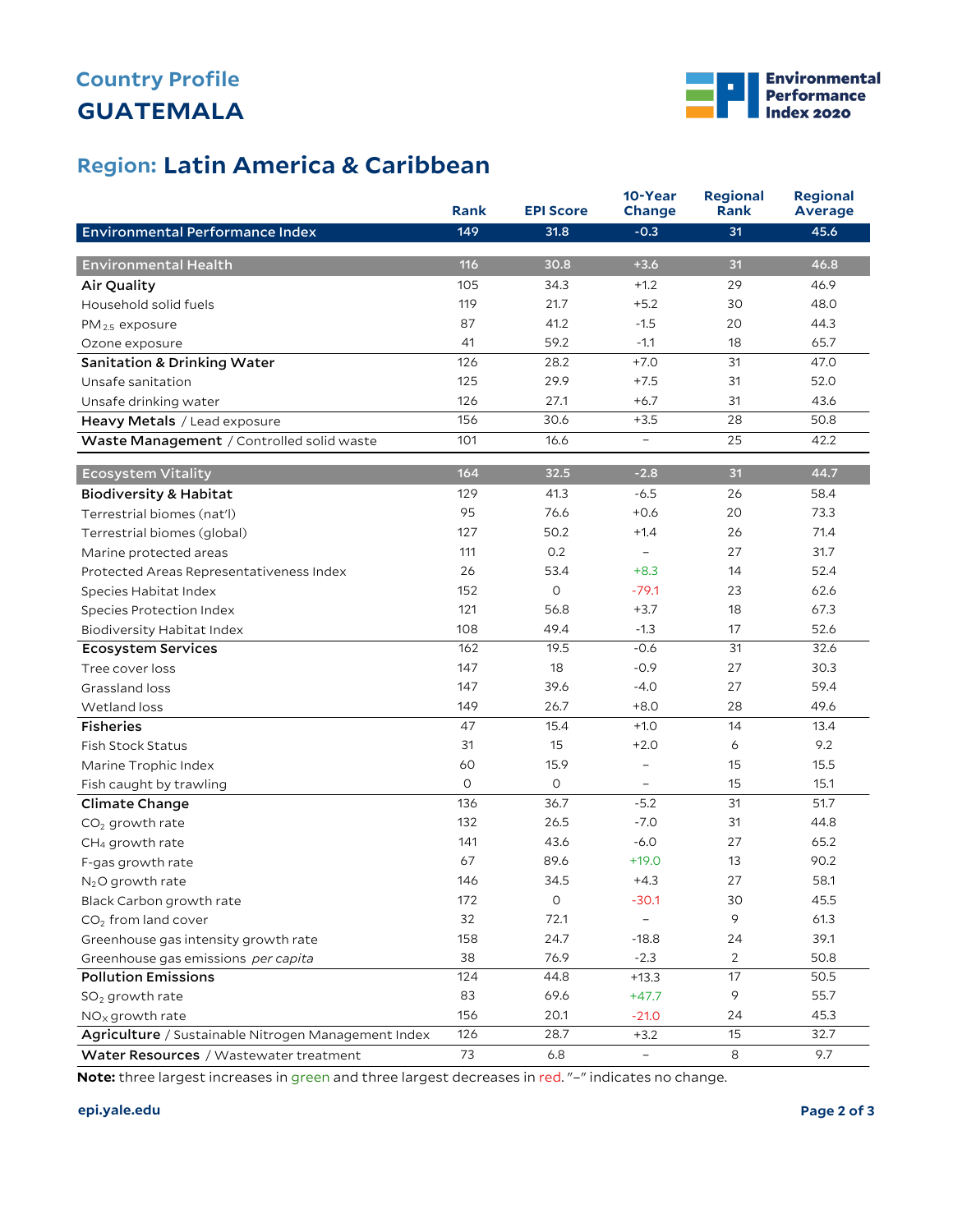# Country Profile

# GUATEMALA

## Region: Latin America & Caribbean

| | Rank | EPI Score | 10-Year Change | Regional Rank | Regional Average |
|---|---|---|---|---|---|
| **Environmental Performance Index** | 149 | 31.8 | -0.3 | 31 | 45.6 |
| **Environmental Health** | 116 | 30.8 | +3.6 | 31 | 46.8 |
| **Air Quality** | 105 | 34.3 | +1.2 | 29 | 46.9 |
| Household solid fuels | 119 | 21.7 | +5.2 | 30 | 48.0 |
| $PM_{2.5}$ exposure | 87 | 41.2 | -1.5 | 20 | 44.3 |
| Ozone exposure | 41 | 59.2 | -1.1 | 18 | 65.7 |
| **Sanitation & Drinking Water** | 126 | 28.2 | +7.0 | 31 | 47.0 |
| Unsafe sanitation | 125 | 29.9 | +7.5 | 31 | 52.0 |
| Unsafe drinking water | 126 | 27.1 | +6.7 | 31 | 43.6 |
| **Heavy Metals** / Lead exposure | 156 | 30.6 | +3.5 | 28 | 50.8 |
| **Waste Management** / Controlled solid waste | 101 | 16.6 | – | 25 | 42.2 |
| **Ecosystem Vitality** | 164 | 32.5 | -2.8 | 31 | 44.7 |
| **Biodiversity & Habitat** | 129 | 41.3 | -6.5 | 26 | 58.4 |
| Terrestrial biomes (nat'l) | 95 | 76.6 | +0.6 | 20 | 73.3 |
| Terrestrial biomes (global) | 127 | 50.2 | +1.4 | 26 | 71.4 |
| Marine protected areas | 111 | 0.2 | – | 27 | 31.7 |
| Protected Areas Representativeness Index | 26 | 53.4 | +8.3 | 14 | 52.4 |
| Species Habitat Index | 152 | 0 | -79.1 | 23 | 62.6 |
| Species Protection Index | 121 | 56.8 | +3.7 | 18 | 67.3 |
| Biodiversity Habitat Index | 108 | 49.4 | -1.3 | 17 | 52.6 |
| **Ecosystem Services** | 162 | 19.5 | -0.6 | 31 | 32.6 |
| Tree cover loss | 147 | 18 | -0.9 | 27 | 30.3 |
| Grassland loss | 147 | 39.6 | -4.0 | 27 | 59.4 |
| Wetland loss | 149 | 26.7 | +8.0 | 28 | 49.6 |
| **Fisheries** | 47 | 15.4 | +1.0 | 14 | 13.4 |
| Fish Stock Status | 31 | 15 | +2.0 | 6 | 9.2 |
| Marine Trophic Index | 60 | 15.9 | – | 15 | 15.5 |
| Fish caught by trawling | 0 | 0 | – | 15 | 15.1 |
| **Climate Change** | 136 | 36.7 | -5.2 | 31 | 51.7 |
| $CO_2$ growth rate | 132 | 26.5 | -7.0 | 31 | 44.8 |
| $CH_4$ growth rate | 141 | 43.6 | -6.0 | 27 | 65.2 |
| F-gas growth rate | 67 | 89.6 | +19.0 | 13 | 90.2 |
| $N_2O$ growth rate | 146 | 34.5 | +4.3 | 27 | 58.1 |
| Black Carbon growth rate | 172 | 0 | -30.1 | 30 | 45.5 |
| $CO_2$ from land cover | 32 | 72.1 | – | 9 | 61.3 |
| Greenhouse gas intensity growth rate | 158 | 24.7 | -18.8 | 24 | 39.1 |
| Greenhouse gas emissions *per capita* | 38 | 76.9 | -2.3 | 2 | 50.8 |
| **Pollution Emissions** | 124 | 44.8 | +13.3 | 17 | 50.5 |
| $SO_2$ growth rate | 83 | 69.6 | +47.7 | 9 | 55.7 |
| $NO_X$ growth rate | 156 | 20.1 | -21.0 | 24 | 45.3 |
| **Agriculture** / Sustainable Nitrogen Management Index | 126 | 28.7 | +3.2 | 15 | 32.7 |
| **Water Resources** / Wastewater treatment | 73 | 6.8 | – | 8 | 9.7 |

**Note:** three largest increases in green and three largest decreases in red. "–" indicates no change.

epi.yale.edu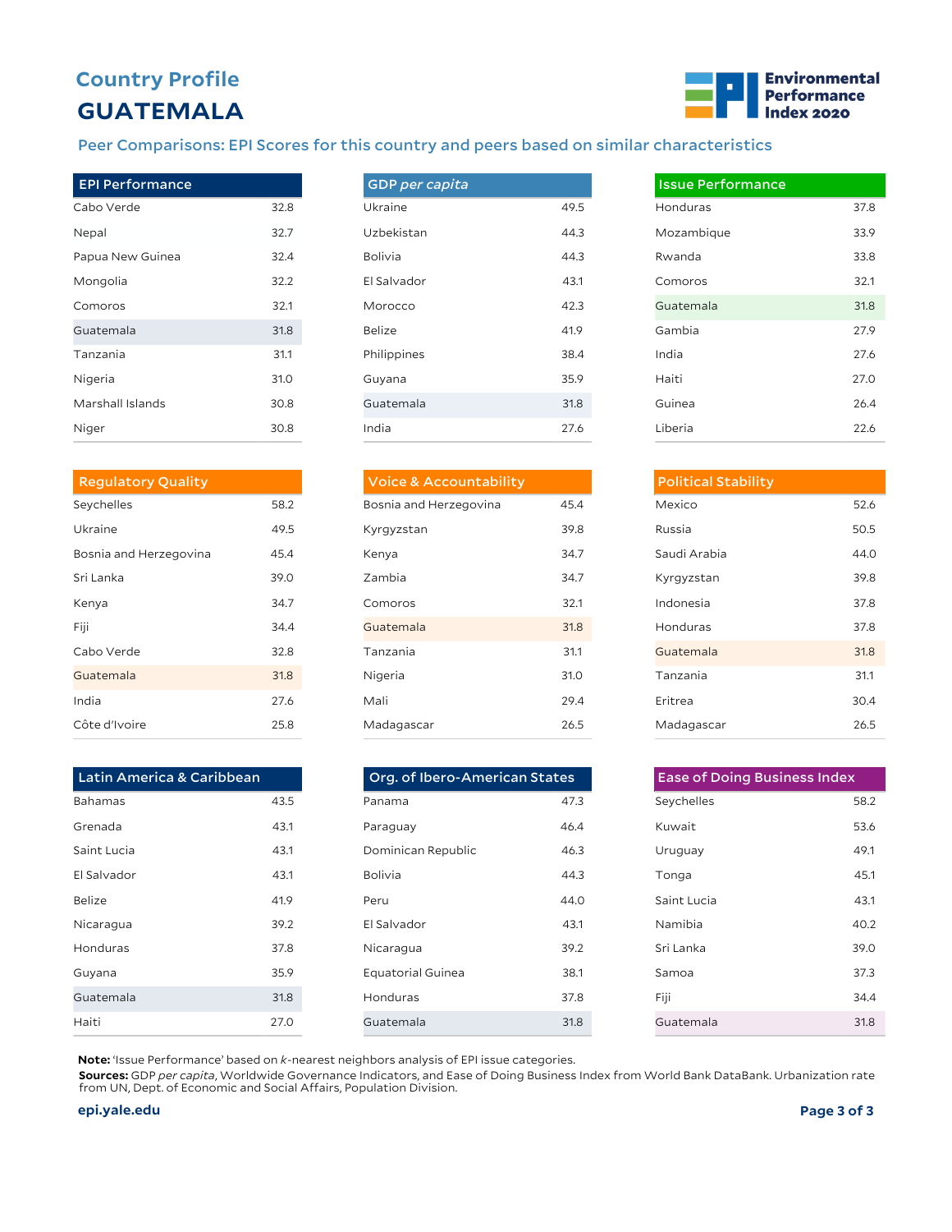# Country Profile

# GUATEMALA

Environmental Performance Index 2020

## Peer Comparisons: EPI Scores for this country and peers based on similar characteristics

| EPI Performance | |
|---|---|
| Cabo Verde | 32.8 |
| Nepal | 32.7 |
| Papua New Guinea | 32.4 |
| Mongolia | 32.2 |
| Comoros | 32.1 |
| Guatemala | 31.8 |
| Tanzania | 31.1 |
| Nigeria | 31.0 |
| Marshall Islands | 30.8 |
| Niger | 30.8 |

| GDP *per capita* | |
|---|---|
| Ukraine | 49.5 |
| Uzbekistan | 44.3 |
| Bolivia | 44.3 |
| El Salvador | 43.1 |
| Morocco | 42.3 |
| Belize | 41.9 |
| Philippines | 38.4 |
| Guyana | 35.9 |
| Guatemala | 31.8 |
| India | 27.6 |

| Issue Performance | |
|---|---|
| Honduras | 37.8 |
| Mozambique | 33.9 |
| Rwanda | 33.8 |
| Comoros | 32.1 |
| Guatemala | 31.8 |
| Gambia | 27.9 |
| India | 27.6 |
| Haiti | 27.0 |
| Guinea | 26.4 |
| Liberia | 22.6 |

| Regulatory Quality | |
|---|---|
| Seychelles | 58.2 |
| Ukraine | 49.5 |
| Bosnia and Herzegovina | 45.4 |
| Sri Lanka | 39.0 |
| Kenya | 34.7 |
| Fiji | 34.4 |
| Cabo Verde | 32.8 |
| Guatemala | 31.8 |
| India | 27.6 |
| Côte d'Ivoire | 25.8 |

| Voice & Accountability | |
|---|---|
| Bosnia and Herzegovina | 45.4 |
| Kyrgyzstan | 39.8 |
| Kenya | 34.7 |
| Zambia | 34.7 |
| Comoros | 32.1 |
| Guatemala | 31.8 |
| Tanzania | 31.1 |
| Nigeria | 31.0 |
| Mali | 29.4 |
| Madagascar | 26.5 |

| Political Stability | |
|---|---|
| Mexico | 52.6 |
| Russia | 50.5 |
| Saudi Arabia | 44.0 |
| Kyrgyzstan | 39.8 |
| Indonesia | 37.8 |
| Honduras | 37.8 |
| Guatemala | 31.8 |
| Tanzania | 31.1 |
| Eritrea | 30.4 |
| Madagascar | 26.5 |

| Latin America & Caribbean | |
|---|---|
| Bahamas | 43.5 |
| Grenada | 43.1 |
| Saint Lucia | 43.1 |
| El Salvador | 43.1 |
| Belize | 41.9 |
| Nicaragua | 39.2 |
| Honduras | 37.8 |
| Guyana | 35.9 |
| Guatemala | 31.8 |
| Haiti | 27.0 |

| Org. of Ibero-American States | |
|---|---|
| Panama | 47.3 |
| Paraguay | 46.4 |
| Dominican Republic | 46.3 |
| Bolivia | 44.3 |
| Peru | 44.0 |
| El Salvador | 43.1 |
| Nicaragua | 39.2 |
| Equatorial Guinea | 38.1 |
| Honduras | 37.8 |
| Guatemala | 31.8 |

| Ease of Doing Business Index | |
|---|---|
| Seychelles | 58.2 |
| Kuwait | 53.6 |
| Uruguay | 49.1 |
| Tonga | 45.1 |
| Saint Lucia | 43.1 |
| Namibia | 40.2 |
| Sri Lanka | 39.0 |
| Samoa | 37.3 |
| Fiji | 34.4 |
| Guatemala | 31.8 |

**Note:** 'Issue Performance' based on *k*-nearest neighbors analysis of EPI issue categories.

**Sources:** GDP *per capita*, Worldwide Governance Indicators, and Ease of Doing Business Index from World Bank DataBank. Urbanization rate from UN, Dept. of Economic and Social Affairs, Population Division.

epi.yale.edu